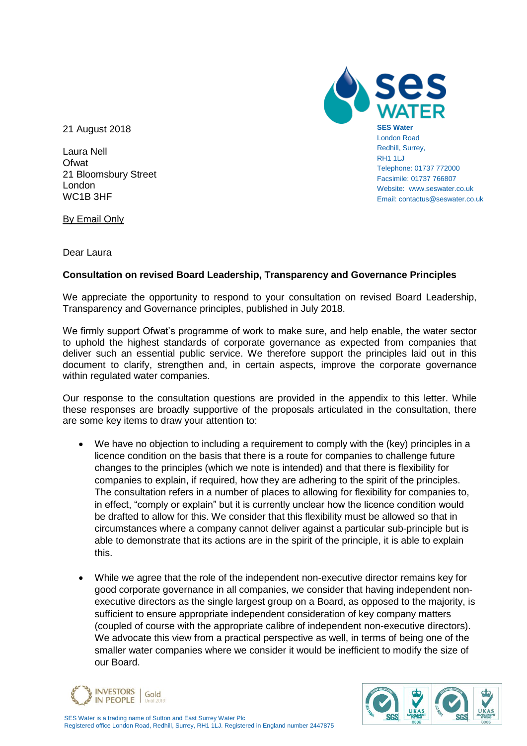SES Water
London Road
Redhill, Surrey,
RH1 1LJ
Telephone: 01737 772000
Facsimile: 01737 766807
Website: www.seswater.co.uk
Email: contactus@seswater.co.uk

21 August 2018

Laura Nell
Ofwat
21 Bloomsbury Street
London
WC1B 3HF

By Email Only

Dear Laura

**Consultation on revised Board Leadership, Transparency and Governance Principles**

We appreciate the opportunity to respond to your consultation on revised Board Leadership, Transparency and Governance principles, published in July 2018.

We firmly support Ofwat's programme of work to make sure, and help enable, the water sector to uphold the highest standards of corporate governance as expected from companies that deliver such an essential public service. We therefore support the principles laid out in this document to clarify, strengthen and, in certain aspects, improve the corporate governance within regulated water companies.

Our response to the consultation questions are provided in the appendix to this letter. While these responses are broadly supportive of the proposals articulated in the consultation, there are some key items to draw your attention to:

- We have no objection to including a requirement to comply with the (key) principles in a licence condition on the basis that there is a route for companies to challenge future changes to the principles (which we note is intended) and that there is flexibility for companies to explain, if required, how they are adhering to the spirit of the principles. The consultation refers in a number of places to allowing for flexibility for companies to, in effect, "comply or explain" but it is currently unclear how the licence condition would be drafted to allow for this. We consider that this flexibility must be allowed so that in circumstances where a company cannot deliver against a particular sub-principle but is able to demonstrate that its actions are in the spirit of the principle, it is able to explain this.

- While we agree that the role of the independent non-executive director remains key for good corporate governance in all companies, we consider that having independent non-executive directors as the single largest group on a Board, as opposed to the majority, is sufficient to ensure appropriate independent consideration of key company matters (coupled of course with the appropriate calibre of independent non-executive directors). We advocate this view from a practical perspective as well, in terms of being one of the smaller water companies where we consider it would be inefficient to modify the size of our Board.

SES Water is a trading name of Sutton and East Surrey Water Plc
Registered office London Road, Redhill, Surrey, RH1 1LJ. Registered in England number 2447875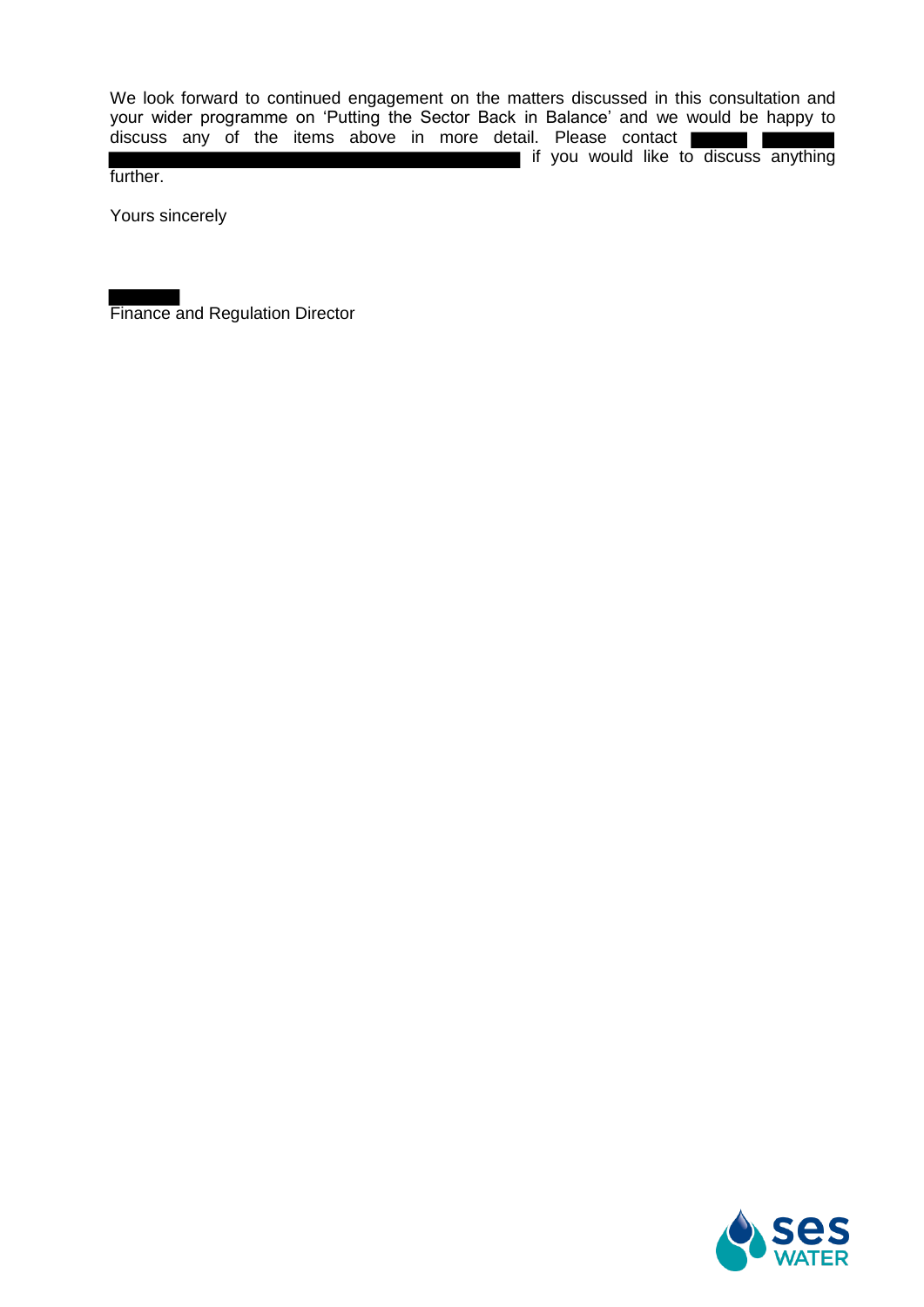We look forward to continued engagement on the matters discussed in this consultation and your wider programme on 'Putting the Sector Back in Balance' and we would be happy to discuss any of the items above in more detail. Please contact ██████ ███████ ████████████████████████████████████████ if you would like to discuss anything further.

Yours sincerely

███████
Finance and Regulation Director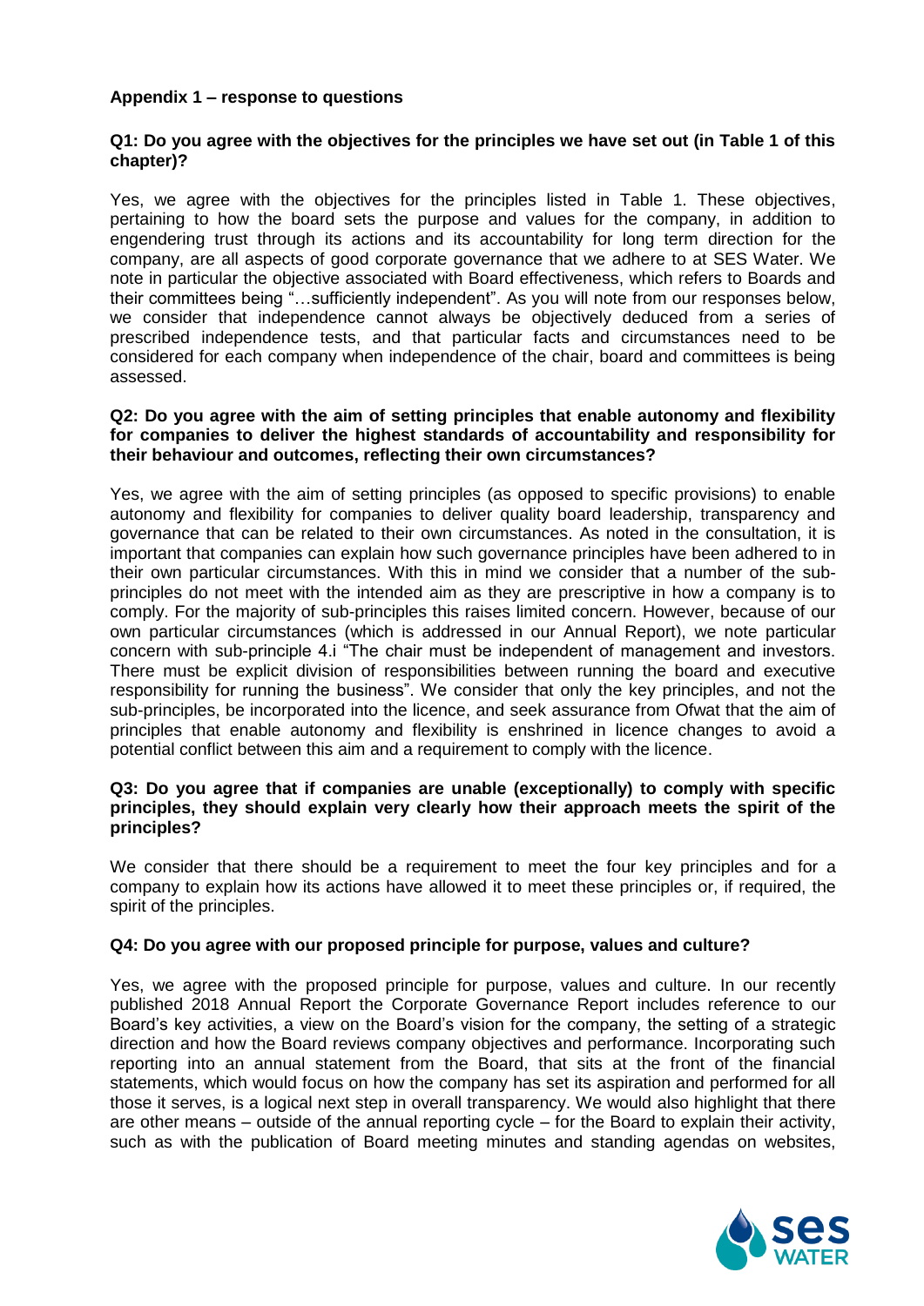**Appendix 1 – response to questions**

**Q1: Do you agree with the objectives for the principles we have set out (in Table 1 of this chapter)?**

Yes, we agree with the objectives for the principles listed in Table 1. These objectives, pertaining to how the board sets the purpose and values for the company, in addition to engendering trust through its actions and its accountability for long term direction for the company, are all aspects of good corporate governance that we adhere to at SES Water. We note in particular the objective associated with Board effectiveness, which refers to Boards and their committees being "…sufficiently independent". As you will note from our responses below, we consider that independence cannot always be objectively deduced from a series of prescribed independence tests, and that particular facts and circumstances need to be considered for each company when independence of the chair, board and committees is being assessed.

**Q2: Do you agree with the aim of setting principles that enable autonomy and flexibility for companies to deliver the highest standards of accountability and responsibility for their behaviour and outcomes, reflecting their own circumstances?**

Yes, we agree with the aim of setting principles (as opposed to specific provisions) to enable autonomy and flexibility for companies to deliver quality board leadership, transparency and governance that can be related to their own circumstances. As noted in the consultation, it is important that companies can explain how such governance principles have been adhered to in their own particular circumstances. With this in mind we consider that a number of the sub-principles do not meet with the intended aim as they are prescriptive in how a company is to comply. For the majority of sub-principles this raises limited concern. However, because of our own particular circumstances (which is addressed in our Annual Report), we note particular concern with sub-principle 4.i "The chair must be independent of management and investors. There must be explicit division of responsibilities between running the board and executive responsibility for running the business". We consider that only the key principles, and not the sub-principles, be incorporated into the licence, and seek assurance from Ofwat that the aim of principles that enable autonomy and flexibility is enshrined in licence changes to avoid a potential conflict between this aim and a requirement to comply with the licence.

**Q3: Do you agree that if companies are unable (exceptionally) to comply with specific principles, they should explain very clearly how their approach meets the spirit of the principles?**

We consider that there should be a requirement to meet the four key principles and for a company to explain how its actions have allowed it to meet these principles or, if required, the spirit of the principles.

**Q4: Do you agree with our proposed principle for purpose, values and culture?**

Yes, we agree with the proposed principle for purpose, values and culture. In our recently published 2018 Annual Report the Corporate Governance Report includes reference to our Board's key activities, a view on the Board's vision for the company, the setting of a strategic direction and how the Board reviews company objectives and performance. Incorporating such reporting into an annual statement from the Board, that sits at the front of the financial statements, which would focus on how the company has set its aspiration and performed for all those it serves, is a logical next step in overall transparency. We would also highlight that there are other means – outside of the annual reporting cycle – for the Board to explain their activity, such as with the publication of Board meeting minutes and standing agendas on websites,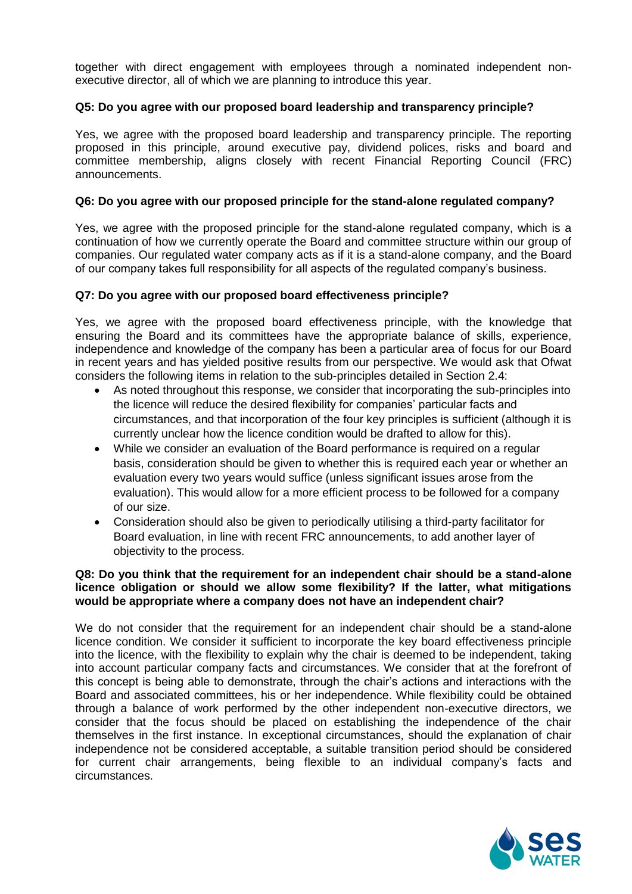together with direct engagement with employees through a nominated independent non-executive director, all of which we are planning to introduce this year.

**Q5: Do you agree with our proposed board leadership and transparency principle?**

Yes, we agree with the proposed board leadership and transparency principle. The reporting proposed in this principle, around executive pay, dividend polices, risks and board and committee membership, aligns closely with recent Financial Reporting Council (FRC) announcements.

**Q6: Do you agree with our proposed principle for the stand-alone regulated company?**

Yes, we agree with the proposed principle for the stand-alone regulated company, which is a continuation of how we currently operate the Board and committee structure within our group of companies. Our regulated water company acts as if it is a stand-alone company, and the Board of our company takes full responsibility for all aspects of the regulated company's business.

**Q7: Do you agree with our proposed board effectiveness principle?**

Yes, we agree with the proposed board effectiveness principle, with the knowledge that ensuring the Board and its committees have the appropriate balance of skills, experience, independence and knowledge of the company has been a particular area of focus for our Board in recent years and has yielded positive results from our perspective. We would ask that Ofwat considers the following items in relation to the sub-principles detailed in Section 2.4:

- As noted throughout this response, we consider that incorporating the sub-principles into the licence will reduce the desired flexibility for companies' particular facts and circumstances, and that incorporation of the four key principles is sufficient (although it is currently unclear how the licence condition would be drafted to allow for this).
- While we consider an evaluation of the Board performance is required on a regular basis, consideration should be given to whether this is required each year or whether an evaluation every two years would suffice (unless significant issues arose from the evaluation). This would allow for a more efficient process to be followed for a company of our size.
- Consideration should also be given to periodically utilising a third-party facilitator for Board evaluation, in line with recent FRC announcements, to add another layer of objectivity to the process.

**Q8: Do you think that the requirement for an independent chair should be a stand-alone licence obligation or should we allow some flexibility? If the latter, what mitigations would be appropriate where a company does not have an independent chair?**

We do not consider that the requirement for an independent chair should be a stand-alone licence condition. We consider it sufficient to incorporate the key board effectiveness principle into the licence, with the flexibility to explain why the chair is deemed to be independent, taking into account particular company facts and circumstances. We consider that at the forefront of this concept is being able to demonstrate, through the chair's actions and interactions with the Board and associated committees, his or her independence. While flexibility could be obtained through a balance of work performed by the other independent non-executive directors, we consider that the focus should be placed on establishing the independence of the chair themselves in the first instance. In exceptional circumstances, should the explanation of chair independence not be considered acceptable, a suitable transition period should be considered for current chair arrangements, being flexible to an individual company's facts and circumstances.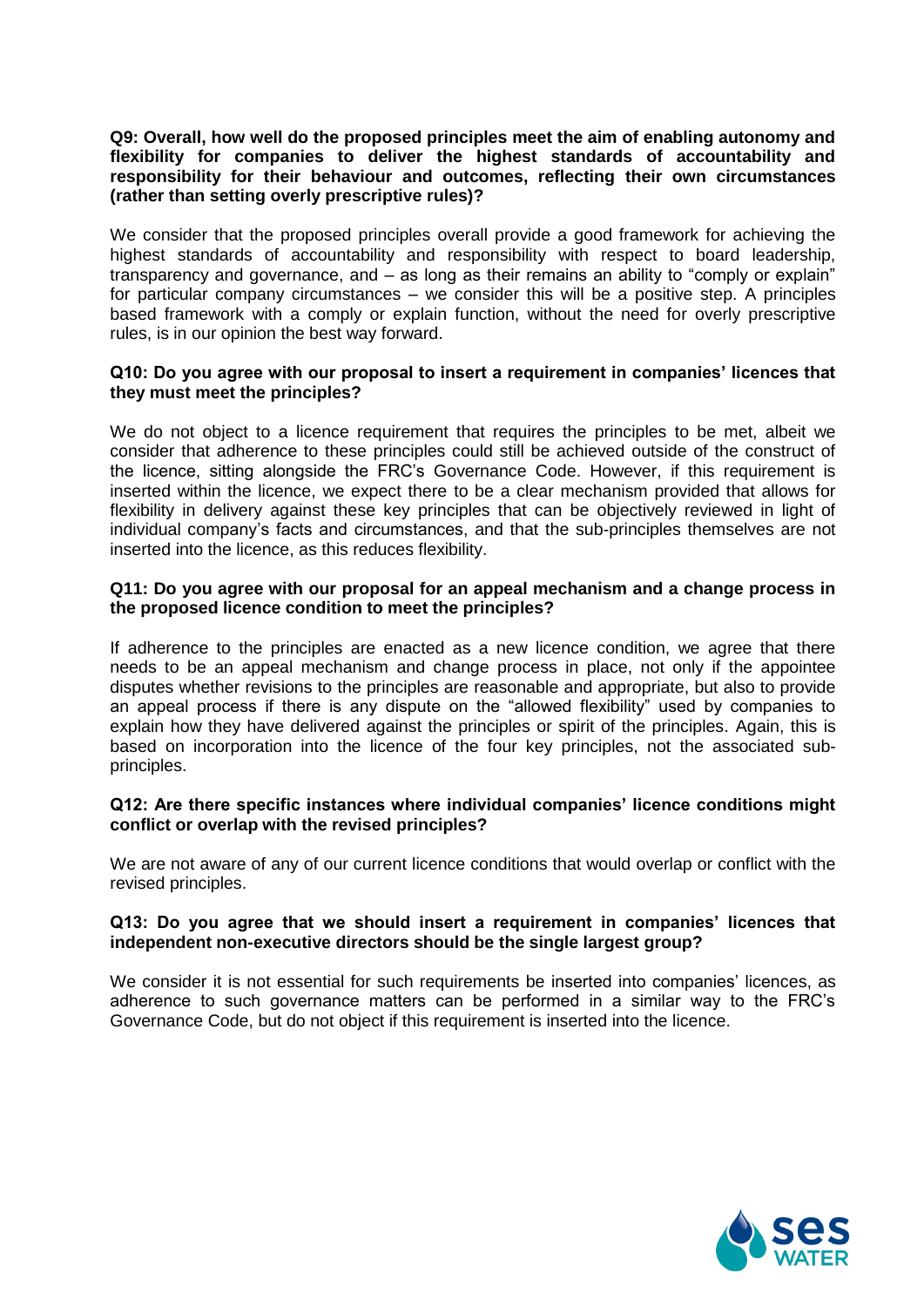**Q9: Overall, how well do the proposed principles meet the aim of enabling autonomy and flexibility for companies to deliver the highest standards of accountability and responsibility for their behaviour and outcomes, reflecting their own circumstances (rather than setting overly prescriptive rules)?**

We consider that the proposed principles overall provide a good framework for achieving the highest standards of accountability and responsibility with respect to board leadership, transparency and governance, and – as long as their remains an ability to "comply or explain" for particular company circumstances – we consider this will be a positive step. A principles based framework with a comply or explain function, without the need for overly prescriptive rules, is in our opinion the best way forward.

**Q10: Do you agree with our proposal to insert a requirement in companies' licences that they must meet the principles?**

We do not object to a licence requirement that requires the principles to be met, albeit we consider that adherence to these principles could still be achieved outside of the construct of the licence, sitting alongside the FRC's Governance Code. However, if this requirement is inserted within the licence, we expect there to be a clear mechanism provided that allows for flexibility in delivery against these key principles that can be objectively reviewed in light of individual company's facts and circumstances, and that the sub-principles themselves are not inserted into the licence, as this reduces flexibility.

**Q11: Do you agree with our proposal for an appeal mechanism and a change process in the proposed licence condition to meet the principles?**

If adherence to the principles are enacted as a new licence condition, we agree that there needs to be an appeal mechanism and change process in place, not only if the appointee disputes whether revisions to the principles are reasonable and appropriate, but also to provide an appeal process if there is any dispute on the "allowed flexibility" used by companies to explain how they have delivered against the principles or spirit of the principles. Again, this is based on incorporation into the licence of the four key principles, not the associated sub-principles.

**Q12: Are there specific instances where individual companies' licence conditions might conflict or overlap with the revised principles?**

We are not aware of any of our current licence conditions that would overlap or conflict with the revised principles.

**Q13: Do you agree that we should insert a requirement in companies' licences that independent non-executive directors should be the single largest group?**

We consider it is not essential for such requirements be inserted into companies' licences, as adherence to such governance matters can be performed in a similar way to the FRC's Governance Code, but do not object if this requirement is inserted into the licence.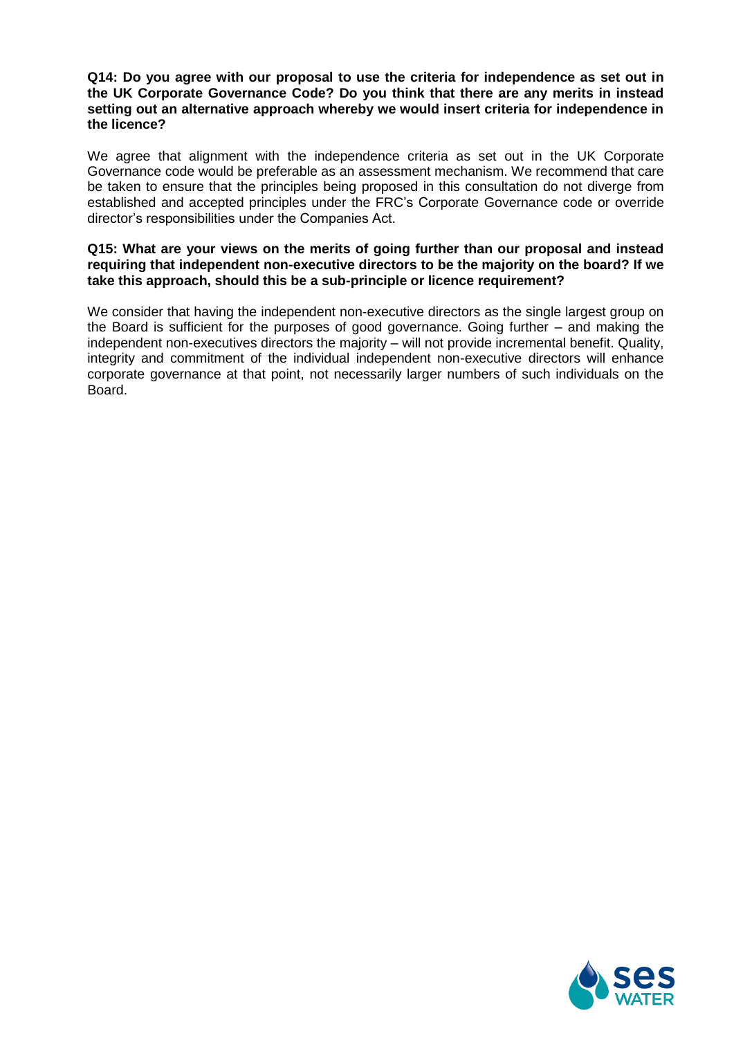**Q14: Do you agree with our proposal to use the criteria for independence as set out in the UK Corporate Governance Code? Do you think that there are any merits in instead setting out an alternative approach whereby we would insert criteria for independence in the licence?**

We agree that alignment with the independence criteria as set out in the UK Corporate Governance code would be preferable as an assessment mechanism. We recommend that care be taken to ensure that the principles being proposed in this consultation do not diverge from established and accepted principles under the FRC's Corporate Governance code or override director's responsibilities under the Companies Act.

**Q15: What are your views on the merits of going further than our proposal and instead requiring that independent non-executive directors to be the majority on the board? If we take this approach, should this be a sub-principle or licence requirement?**

We consider that having the independent non-executive directors as the single largest group on the Board is sufficient for the purposes of good governance. Going further – and making the independent non-executives directors the majority – will not provide incremental benefit. Quality, integrity and commitment of the individual independent non-executive directors will enhance corporate governance at that point, not necessarily larger numbers of such individuals on the Board.